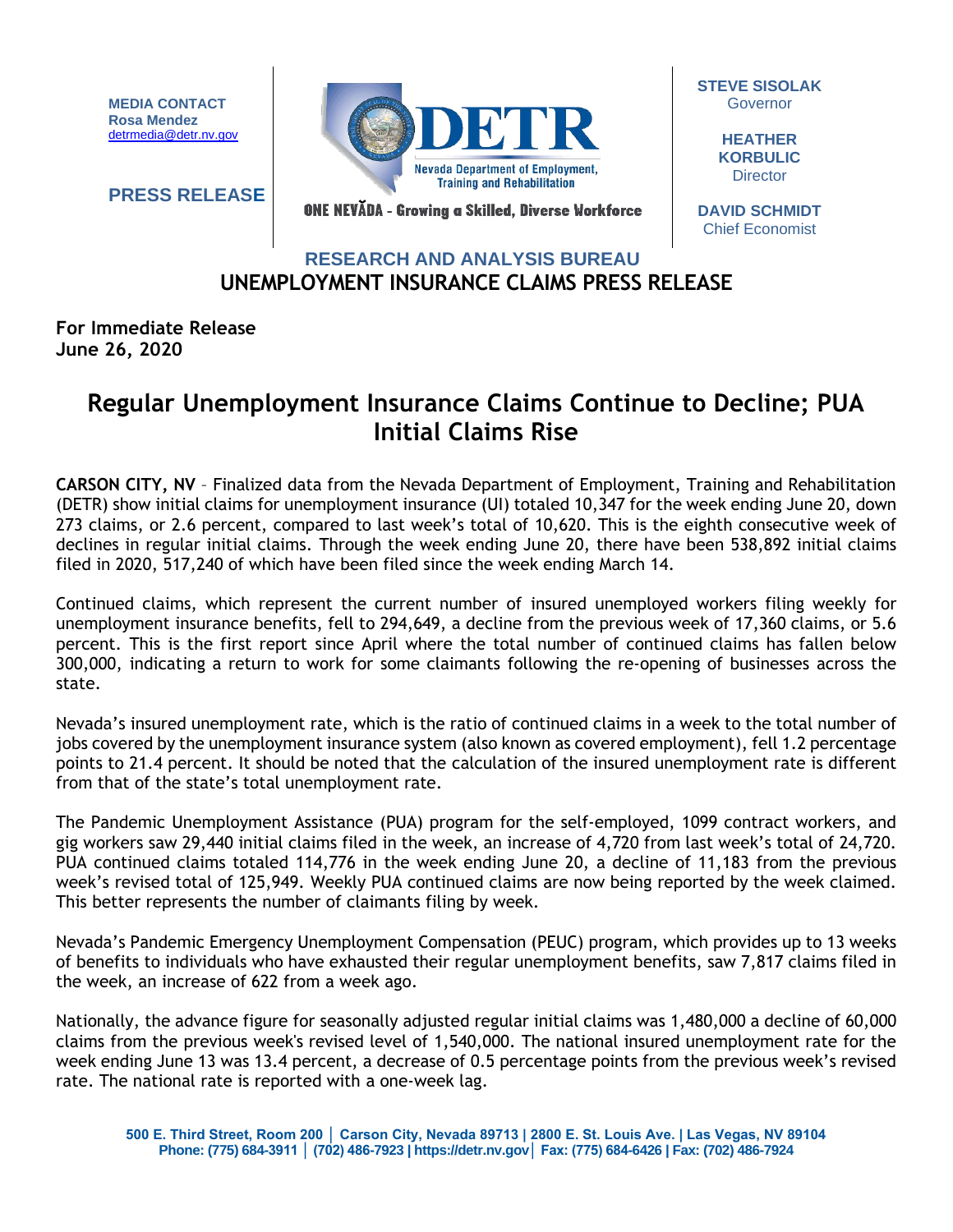**MEDIA CONTACT**
**Rosa Mendez**
detrmedia@detr.nv.gov

**PRESS RELEASE**

**DETR**
Nevada Department of Employment, Training and Rehabilitation

ONE NEVĂDA - Growing a Skilled, Diverse Workforce

**STEVE SISOLAK**
Governor

**HEATHER KORBULIC**
Director

**DAVID SCHMIDT**
Chief Economist

**RESEARCH AND ANALYSIS BUREAU**

**UNEMPLOYMENT INSURANCE CLAIMS PRESS RELEASE**

**For Immediate Release**
**June 26, 2020**

# Regular Unemployment Insurance Claims Continue to Decline; PUA Initial Claims Rise

**CARSON CITY, NV** – Finalized data from the Nevada Department of Employment, Training and Rehabilitation (DETR) show initial claims for unemployment insurance (UI) totaled 10,347 for the week ending June 20, down 273 claims, or 2.6 percent, compared to last week's total of 10,620. This is the eighth consecutive week of declines in regular initial claims. Through the week ending June 20, there have been 538,892 initial claims filed in 2020, 517,240 of which have been filed since the week ending March 14.

Continued claims, which represent the current number of insured unemployed workers filing weekly for unemployment insurance benefits, fell to 294,649, a decline from the previous week of 17,360 claims, or 5.6 percent. This is the first report since April where the total number of continued claims has fallen below 300,000, indicating a return to work for some claimants following the re-opening of businesses across the state.

Nevada's insured unemployment rate, which is the ratio of continued claims in a week to the total number of jobs covered by the unemployment insurance system (also known as covered employment), fell 1.2 percentage points to 21.4 percent. It should be noted that the calculation of the insured unemployment rate is different from that of the state's total unemployment rate.

The Pandemic Unemployment Assistance (PUA) program for the self-employed, 1099 contract workers, and gig workers saw 29,440 initial claims filed in the week, an increase of 4,720 from last week's total of 24,720. PUA continued claims totaled 114,776 in the week ending June 20, a decline of 11,183 from the previous week's revised total of 125,949. Weekly PUA continued claims are now being reported by the week claimed. This better represents the number of claimants filing by week.

Nevada's Pandemic Emergency Unemployment Compensation (PEUC) program, which provides up to 13 weeks of benefits to individuals who have exhausted their regular unemployment benefits, saw 7,817 claims filed in the week, an increase of 622 from a week ago.

Nationally, the advance figure for seasonally adjusted regular initial claims was 1,480,000 a decline of 60,000 claims from the previous week's revised level of 1,540,000. The national insured unemployment rate for the week ending June 13 was 13.4 percent, a decrease of 0.5 percentage points from the previous week's revised rate. The national rate is reported with a one-week lag.

500 E. Third Street, Room 200 | Carson City, Nevada 89713 | 2800 E. St. Louis Ave. | Las Vegas, NV 89104
Phone: (775) 684-3911 | (702) 486-7923 | https://detr.nv.gov | Fax: (775) 684-6426 | Fax: (702) 486-7924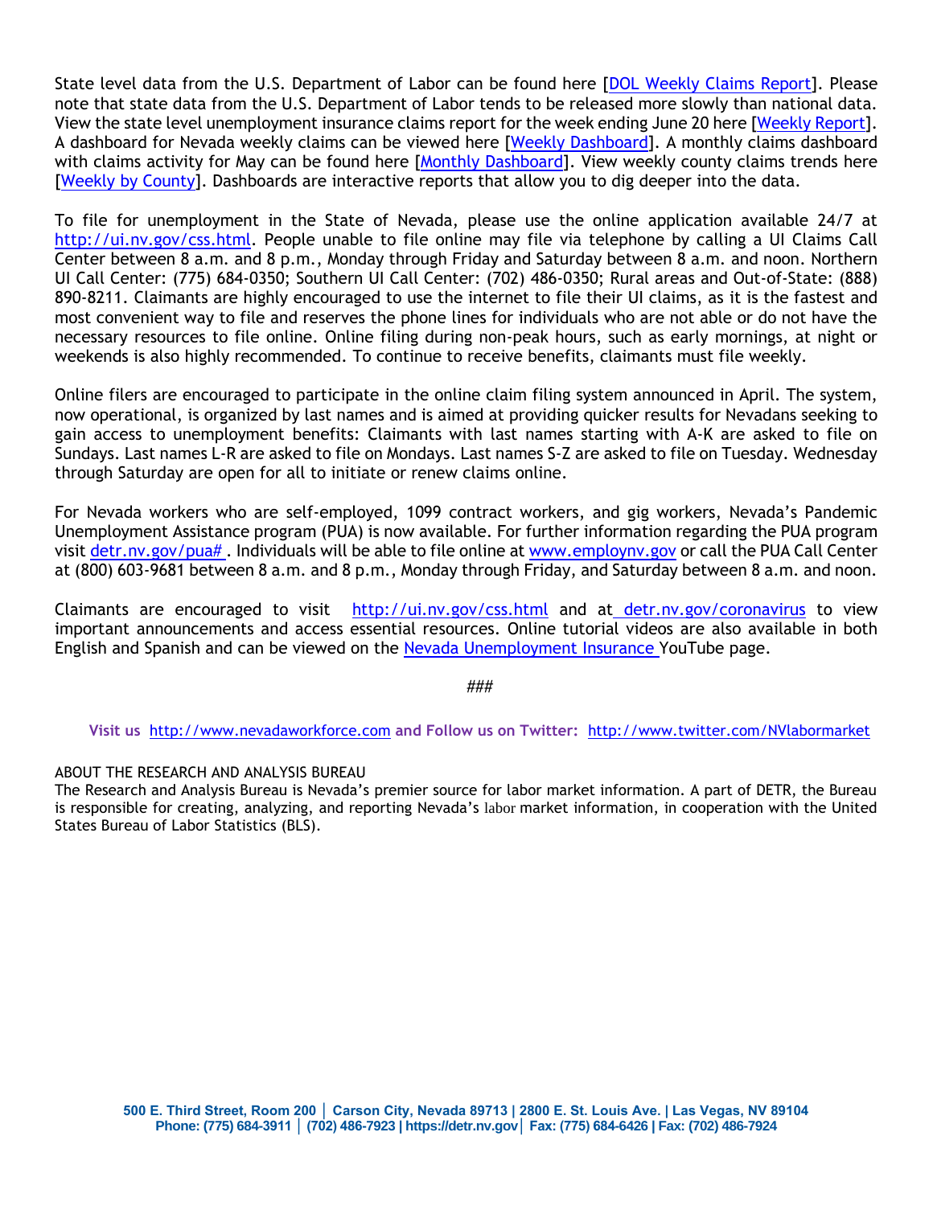State level data from the U.S. Department of Labor can be found here [DOL Weekly Claims Report]. Please note that state data from the U.S. Department of Labor tends to be released more slowly than national data. View the state level unemployment insurance claims report for the week ending June 20 here [Weekly Report]. A dashboard for Nevada weekly claims can be viewed here [Weekly Dashboard]. A monthly claims dashboard with claims activity for May can be found here [Monthly Dashboard]. View weekly county claims trends here [Weekly by County]. Dashboards are interactive reports that allow you to dig deeper into the data.

To file for unemployment in the State of Nevada, please use the online application available 24/7 at http://ui.nv.gov/css.html. People unable to file online may file via telephone by calling a UI Claims Call Center between 8 a.m. and 8 p.m., Monday through Friday and Saturday between 8 a.m. and noon. Northern UI Call Center: (775) 684-0350; Southern UI Call Center: (702) 486-0350; Rural areas and Out-of-State: (888) 890-8211. Claimants are highly encouraged to use the internet to file their UI claims, as it is the fastest and most convenient way to file and reserves the phone lines for individuals who are not able or do not have the necessary resources to file online. Online filing during non-peak hours, such as early mornings, at night or weekends is also highly recommended. To continue to receive benefits, claimants must file weekly.

Online filers are encouraged to participate in the online claim filing system announced in April. The system, now operational, is organized by last names and is aimed at providing quicker results for Nevadans seeking to gain access to unemployment benefits: Claimants with last names starting with A-K are asked to file on Sundays. Last names L-R are asked to file on Mondays. Last names S-Z are asked to file on Tuesday. Wednesday through Saturday are open for all to initiate or renew claims online.

For Nevada workers who are self-employed, 1099 contract workers, and gig workers, Nevada's Pandemic Unemployment Assistance program (PUA) is now available. For further information regarding the PUA program visit detr.nv.gov/pua# . Individuals will be able to file online at www.employnv.gov or call the PUA Call Center at (800) 603-9681 between 8 a.m. and 8 p.m., Monday through Friday, and Saturday between 8 a.m. and noon.

Claimants are encouraged to visit http://ui.nv.gov/css.html and at detr.nv.gov/coronavirus to view important announcements and access essential resources. Online tutorial videos are also available in both English and Spanish and can be viewed on the Nevada Unemployment Insurance YouTube page.

###

**Visit us** http://www.nevadaworkforce.com **and Follow us on Twitter:** http://www.twitter.com/NVlabormarket

ABOUT THE RESEARCH AND ANALYSIS BUREAU

The Research and Analysis Bureau is Nevada's premier source for labor market information. A part of DETR, the Bureau is responsible for creating, analyzing, and reporting Nevada's labor market information, in cooperation with the United States Bureau of Labor Statistics (BLS).

**500 E. Third Street, Room 200 │ Carson City, Nevada 89713 | 2800 E. St. Louis Ave. | Las Vegas, NV 89104**
**Phone: (775) 684-3911 │ (702) 486-7923 | https://detr.nv.gov│ Fax: (775) 684-6426 | Fax: (702) 486-7924**